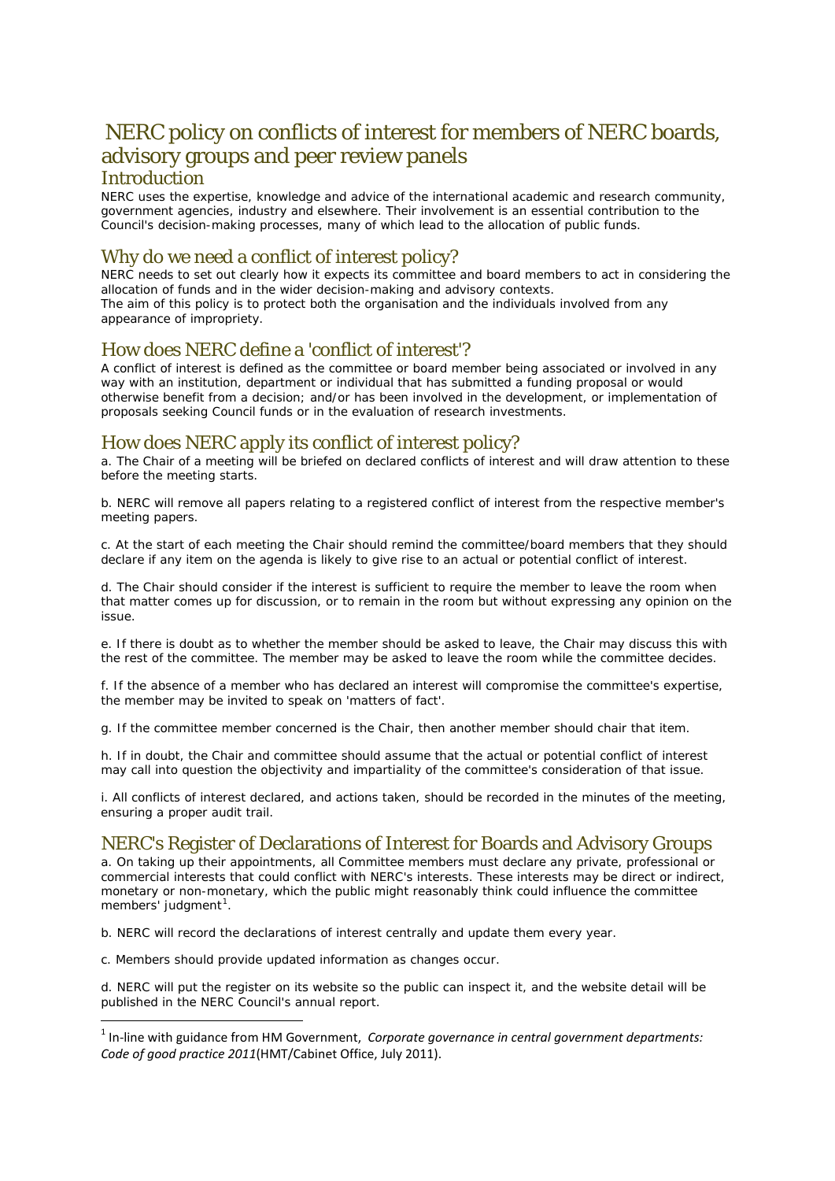# NERC policy on conflicts of interest for members of NERC boards, advisory groups and peer review panels

## Introduction

NERC uses the expertise, knowledge and advice of the international academic and research community, government agencies, industry and elsewhere. Their involvement is an essential contribution to the Council's decision-making processes, many of which lead to the allocation of public funds.

## Why do we need a conflict of interest policy?

NERC needs to set out clearly how it expects its committee and board members to act in considering the allocation of funds and in the wider decision-making and advisory contexts.
The aim of this policy is to protect both the organisation and the individuals involved from any appearance of impropriety.

## How does NERC define a 'conflict of interest'?

A conflict of interest is defined as the committee or board member being associated or involved in any way with an institution, department or individual that has submitted a funding proposal or would otherwise benefit from a decision; and/or has been involved in the development, or implementation of proposals seeking Council funds or in the evaluation of research investments.

## How does NERC apply its conflict of interest policy?

a. The Chair of a meeting will be briefed on declared conflicts of interest and will draw attention to these before the meeting starts.

b. NERC will remove all papers relating to a registered conflict of interest from the respective member's meeting papers.

c. At the start of each meeting the Chair should remind the committee/board members that they should declare if any item on the agenda is likely to give rise to an actual or potential conflict of interest.

d. The Chair should consider if the interest is sufficient to require the member to leave the room when that matter comes up for discussion, or to remain in the room but without expressing any opinion on the issue.

e. If there is doubt as to whether the member should be asked to leave, the Chair may discuss this with the rest of the committee. The member may be asked to leave the room while the committee decides.

f. If the absence of a member who has declared an interest will compromise the committee's expertise, the member may be invited to speak on 'matters of fact'.

g. If the committee member concerned is the Chair, then another member should chair that item.

h. If in doubt, the Chair and committee should assume that the actual or potential conflict of interest may call into question the objectivity and impartiality of the committee's consideration of that issue.

i. All conflicts of interest declared, and actions taken, should be recorded in the minutes of the meeting, ensuring a proper audit trail.

## NERC's Register of Declarations of Interest for Boards and Advisory Groups

a. On taking up their appointments, all Committee members must declare any private, professional or commercial interests that could conflict with NERC's interests. These interests may be direct or indirect, monetary or non-monetary, which the public might reasonably think could influence the committee members' judgment[1].

b. NERC will record the declarations of interest centrally and update them every year.

c. Members should provide updated information as changes occur.

d. NERC will put the register on its website so the public can inspect it, and the website detail will be published in the NERC Council's annual report.

---

[1] In-line with guidance from HM Government, *Corporate governance in central government departments: Code of good practice 2011*(HMT/Cabinet Office, July 2011).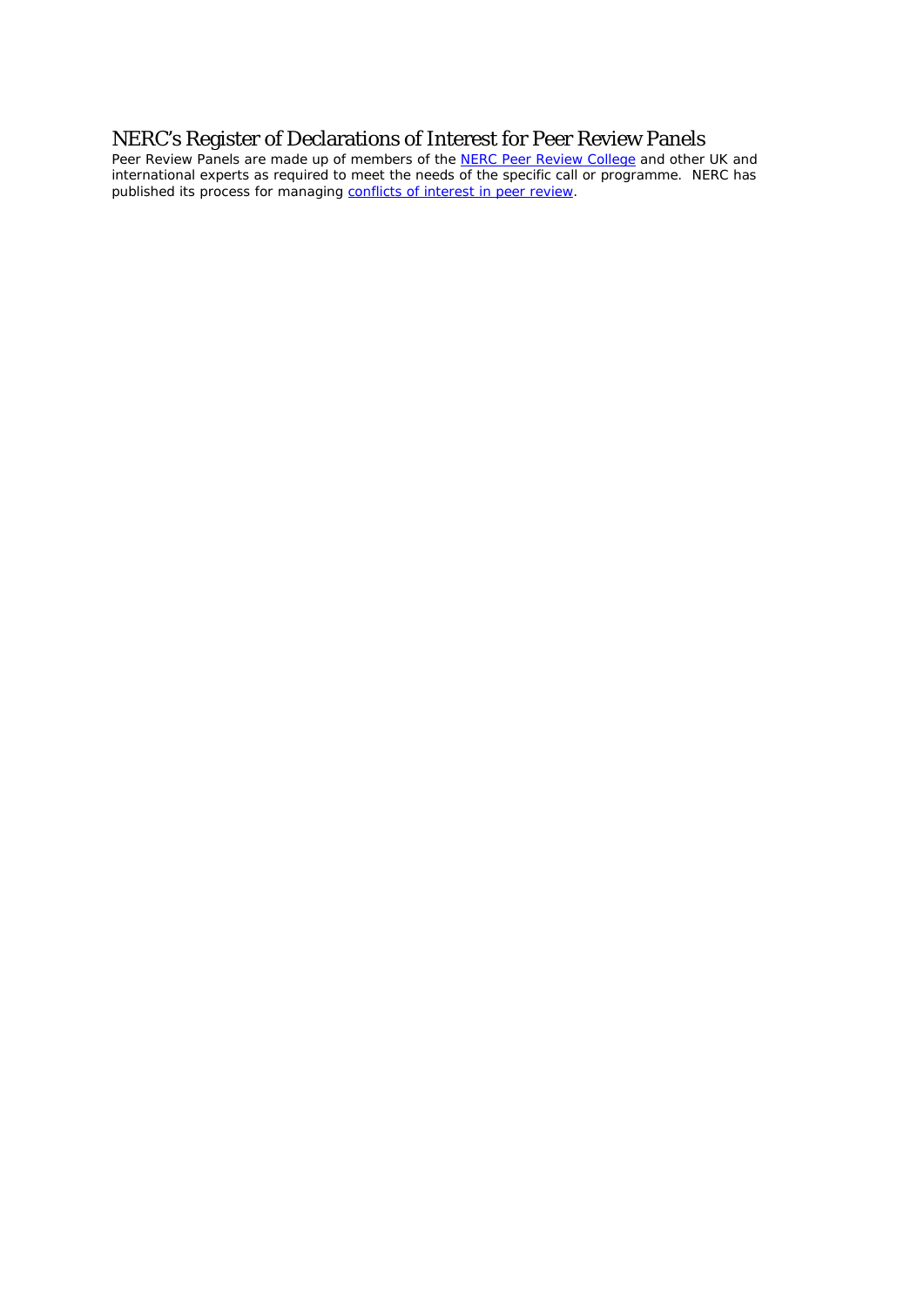# NERC's Register of Declarations of Interest for Peer Review Panels

Peer Review Panels are made up of members of the NERC Peer Review College and other UK and international experts as required to meet the needs of the specific call or programme. NERC has published its process for managing conflicts of interest in peer review.